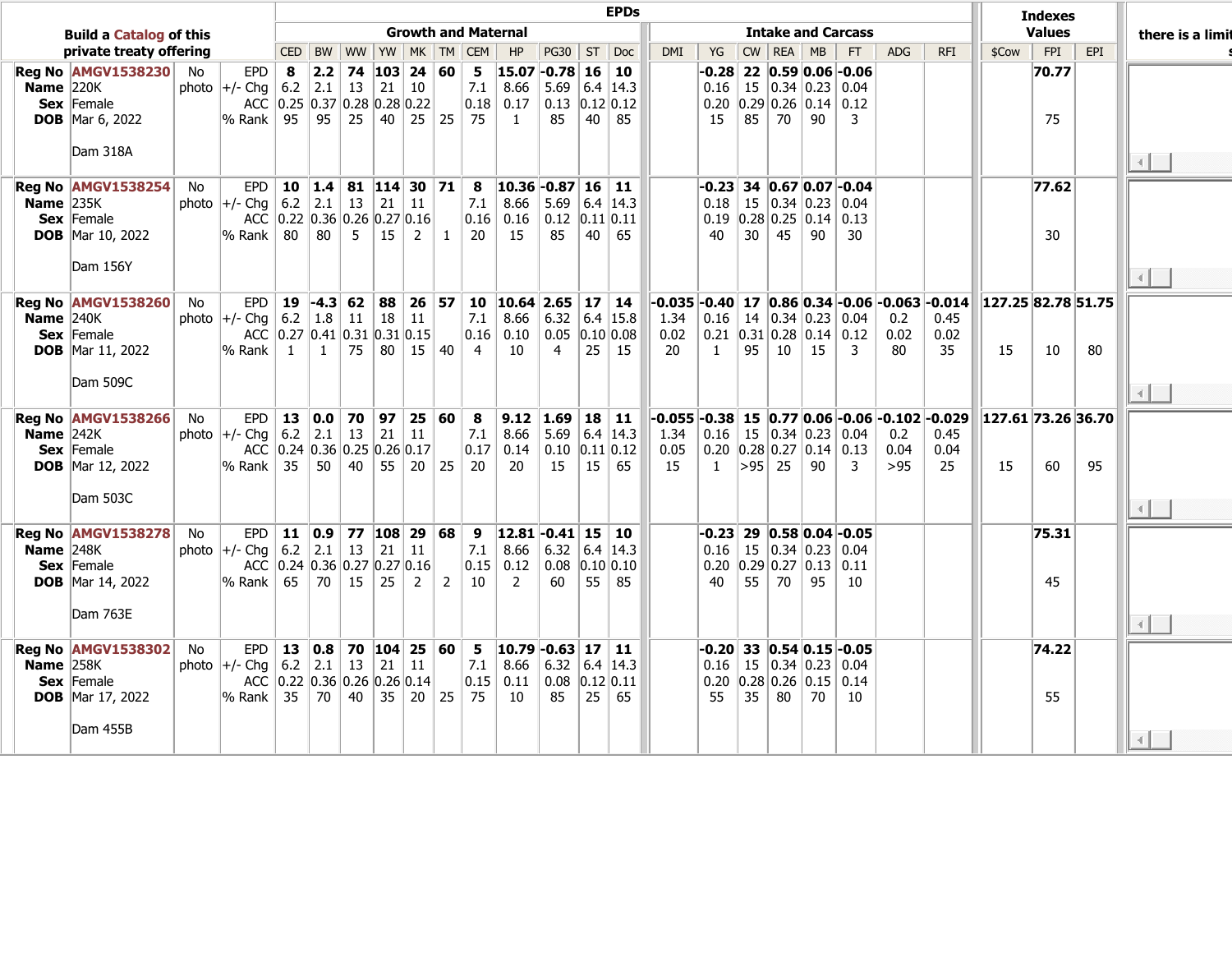| Build a Catalog of this private treaty offering | | | | EPDs | | | | | | | | | | | | | | | | | | | Indexes Values | | | there is a limit |
|---|---|---|---|---|---|---|---|---|---|---|---|---|---|---|---|---|---|---|---|---|---|---|---|---|---|---|
| | | | | Growth and Maternal | | | | | | | | | | | Intake and Carcass | | | | | | | | | | | |
| | | | | CED | BW | WW | YW | MK | TM | CEM | HP | PG30 | ST | Doc | DMI | YG | CW | REA | MB | FT | ADG | RFI | $Cow | FPI | EPI | |
| **Reg No** | AMGV1538230 | No | EPD | 8 | 2.2 | 74 | 103 | 24 | 60 | 5 | 15.07 | -0.78 | 16 | 10 | | -0.28 | 22 | 0.59 | 0.06 | -0.06 | | | | 70.77 | | |
| **Name** | 220K | photo | +/- Chg | 6.2 | 2.1 | 13 | 21 | 10 | | 7.1 | 8.66 | 5.69 | 6.4 | 14.3 | | 0.16 | 15 | 0.34 | 0.23 | 0.04 | | | | | | |
| **Sex** | Female | | ACC | 0.25 | 0.37 | 0.28 | 0.28 | 0.22 | | 0.18 | 0.17 | 0.13 | 0.12 | 0.12 | | 0.20 | 0.29 | 0.26 | 0.14 | 0.12 | | | | | | |
| **DOB** | Mar 6, 2022 | | % Rank | 95 | 95 | 25 | 40 | 25 | 25 | 75 | 1 | 85 | 40 | 85 | | 15 | 85 | 70 | 90 | 3 | | | | 75 | | |
| | Dam 318A | | | | | | | | | | | | | | | | | | | | | | | | | |
| **Reg No** | AMGV1538254 | No | EPD | 10 | 1.4 | 81 | 114 | 30 | 71 | 8 | 10.36 | -0.87 | 16 | 11 | | -0.23 | 34 | 0.67 | 0.07 | -0.04 | | | | 77.62 | | |
| **Name** | 235K | photo | +/- Chg | 6.2 | 2.1 | 13 | 21 | 11 | | 7.1 | 8.66 | 5.69 | 6.4 | 14.3 | | 0.18 | 15 | 0.34 | 0.23 | 0.04 | | | | | | |
| **Sex** | Female | | ACC | 0.22 | 0.36 | 0.26 | 0.27 | 0.16 | | 0.16 | 0.16 | 0.12 | 0.11 | 0.11 | | 0.19 | 0.28 | 0.25 | 0.14 | 0.13 | | | | | | |
| **DOB** | Mar 10, 2022 | | % Rank | 80 | 80 | 5 | 15 | 2 | 1 | 20 | 15 | 85 | 40 | 65 | | 40 | 30 | 45 | 90 | 30 | | | | 30 | | |
| | Dam 156Y | | | | | | | | | | | | | | | | | | | | | | | | | |
| **Reg No** | AMGV1538260 | No | EPD | 19 | -4.3 | 62 | 88 | 26 | 57 | 10 | 10.64 | 2.65 | 17 | 14 | -0.035 | -0.40 | 17 | 0.86 | 0.34 | -0.06 | -0.063 | -0.014 | 127.25 | 82.78 | 51.75 | |
| **Name** | 240K | photo | +/- Chg | 6.2 | 1.8 | 11 | 18 | 11 | | 7.1 | 8.66 | 6.32 | 6.4 | 15.8 | 1.34 | 0.16 | 14 | 0.34 | 0.23 | 0.04 | 0.2 | 0.45 | | | | |
| **Sex** | Female | | ACC | 0.27 | 0.41 | 0.31 | 0.31 | 0.15 | | 0.16 | 0.10 | 0.05 | 0.10 | 0.08 | 0.02 | 0.21 | 0.31 | 0.28 | 0.14 | 0.12 | 0.02 | 0.02 | | | | |
| **DOB** | Mar 11, 2022 | | % Rank | 1 | 1 | 75 | 80 | 15 | 40 | 4 | 10 | 4 | 25 | 15 | 20 | 1 | 95 | 10 | 15 | 3 | 80 | 35 | 15 | 10 | 80 | |
| | Dam 509C | | | | | | | | | | | | | | | | | | | | | | | | | |
| **Reg No** | AMGV1538266 | No | EPD | 13 | 0.0 | 70 | 97 | 25 | 60 | 8 | 9.12 | 1.69 | 18 | 11 | -0.055 | -0.38 | 15 | 0.77 | 0.06 | -0.06 | -0.102 | -0.029 | 127.61 | 73.26 | 36.70 | |
| **Name** | 242K | photo | +/- Chg | 6.2 | 2.1 | 13 | 21 | 11 | | 7.1 | 8.66 | 5.69 | 6.4 | 14.3 | 1.34 | 0.16 | 15 | 0.34 | 0.23 | 0.04 | 0.2 | 0.45 | | | | |
| **Sex** | Female | | ACC | 0.24 | 0.36 | 0.25 | 0.26 | 0.17 | | 0.17 | 0.14 | 0.10 | 0.11 | 0.12 | 0.05 | 0.20 | 0.28 | 0.27 | 0.14 | 0.13 | 0.04 | 0.04 | | | | |
| **DOB** | Mar 12, 2022 | | % Rank | 35 | 50 | 40 | 55 | 20 | 25 | 20 | 20 | 15 | 15 | 65 | 15 | 1 | >95 | 25 | 90 | 3 | >95 | 25 | 15 | 60 | 95 | |
| | Dam 503C | | | | | | | | | | | | | | | | | | | | | | | | | |
| **Reg No** | AMGV1538278 | No | EPD | 11 | 0.9 | 77 | 108 | 29 | 68 | 9 | 12.81 | -0.41 | 15 | 10 | | -0.23 | 29 | 0.58 | 0.04 | -0.05 | | | | 75.31 | | |
| **Name** | 248K | photo | +/- Chg | 6.2 | 2.1 | 13 | 21 | 11 | | 7.1 | 8.66 | 6.32 | 6.4 | 14.3 | | 0.16 | 15 | 0.34 | 0.23 | 0.04 | | | | | | |
| **Sex** | Female | | ACC | 0.24 | 0.36 | 0.27 | 0.27 | 0.16 | | 0.15 | 0.12 | 0.08 | 0.10 | 0.10 | | 0.20 | 0.29 | 0.27 | 0.13 | 0.11 | | | | | | |
| **DOB** | Mar 14, 2022 | | % Rank | 65 | 70 | 15 | 25 | 2 | 2 | 10 | 2 | 60 | 55 | 85 | | 40 | 55 | 70 | 95 | 10 | | | | 45 | | |
| | Dam 763E | | | | | | | | | | | | | | | | | | | | | | | | | |
| **Reg No** | AMGV1538302 | No | EPD | 13 | 0.8 | 70 | 104 | 25 | 60 | 5 | 10.79 | -0.63 | 17 | 11 | | -0.20 | 33 | 0.54 | 0.15 | -0.05 | | | | 74.22 | | |
| **Name** | 258K | photo | +/- Chg | 6.2 | 2.1 | 13 | 21 | 11 | | 7.1 | 8.66 | 6.32 | 6.4 | 14.3 | | 0.16 | 15 | 0.34 | 0.23 | 0.04 | | | | | | |
| **Sex** | Female | | ACC | 0.22 | 0.36 | 0.26 | 0.26 | 0.14 | | 0.15 | 0.11 | 0.08 | 0.12 | 0.11 | | 0.20 | 0.28 | 0.26 | 0.15 | 0.14 | | | | | | |
| **DOB** | Mar 17, 2022 | | % Rank | 35 | 70 | 40 | 35 | 20 | 25 | 75 | 10 | 85 | 25 | 65 | | 55 | 35 | 80 | 70 | 10 | | | | 55 | | |
| | Dam 455B | | | | | | | | | | | | | | | | | | | | | | | | | |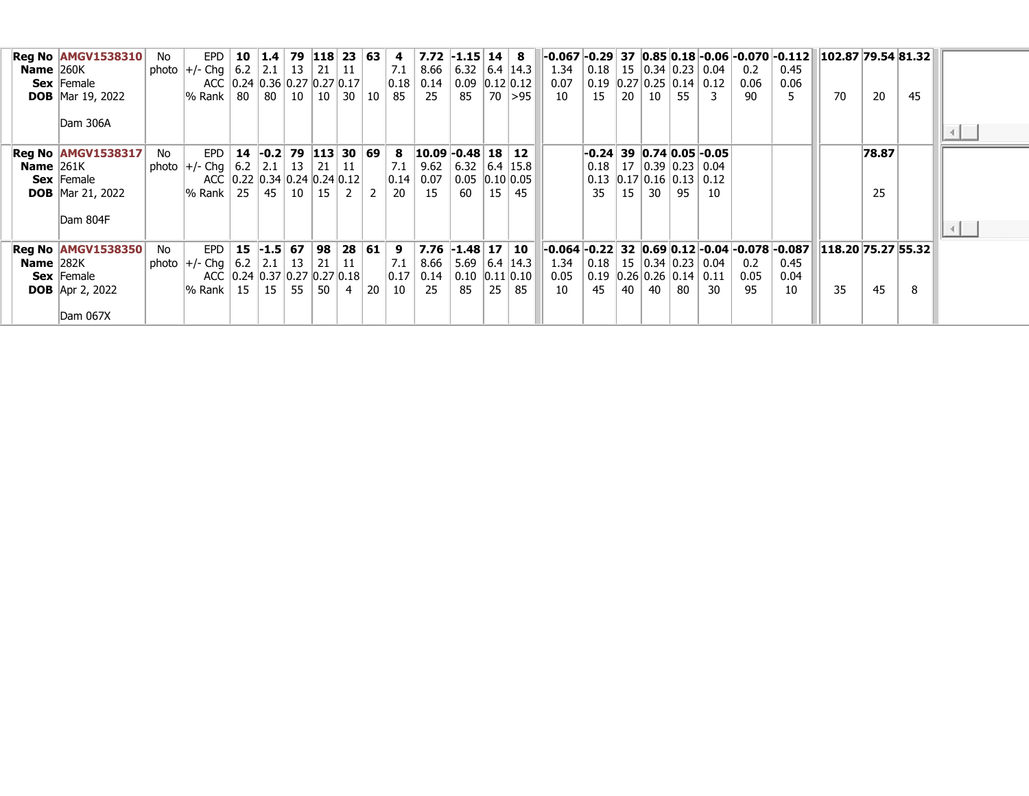| | | | | | | | | | | | | | | | | | | | | | | | | | |
|---|---|---|---|---|---|---|---|---|---|---|---|---|---|---|---|---|---|---|---|---|---|---|---|---|---|
| **Reg No** | **AMGV1538310** | No | EPD | **10** | **1.4** | **79** | **118** | **23** | **63** | **4** | **7.72** | **-1.15** | **14** | **8** | **-0.067** | **-0.29** | **37** | **0.85** | **0.18** | **-0.06** | **-0.070** | **-0.112** | **102.87** | **79.54** | **81.32** |
| **Name** | 260K | photo | +/- Chg | 6.2 | 2.1 | 13 | 21 | 11 | | 7.1 | 8.66 | 6.32 | 6.4 | 14.3 | 1.34 | 0.18 | 15 | 0.34 | 0.23 | 0.04 | 0.2 | 0.45 | | | |
| **Sex** | Female | | ACC | 0.24 | 0.36 | 0.27 | 0.27 | 0.17 | | 0.18 | 0.14 | 0.09 | 0.12 | 0.12 | 0.07 | 0.19 | 0.27 | 0.25 | 0.14 | 0.12 | 0.06 | 0.06 | | | |
| **DOB** | Mar 19, 2022 | | % Rank | 80 | 80 | 10 | 10 | 30 | 10 | 85 | 25 | 85 | 70 | >95 | 10 | 15 | 20 | 10 | 55 | 3 | 90 | 5 | 70 | 20 | 45 |
| | Dam 306A | | | | | | | | | | | | | | | | | | | | | | | | |
| **Reg No** | **AMGV1538317** | No | EPD | **14** | **-0.2** | **79** | **113** | **30** | **69** | **8** | **10.09** | **-0.48** | **18** | **12** | | **-0.24** | **39** | **0.74** | **0.05** | **-0.05** | | | | **78.87** | |
| **Name** | 261K | photo | +/- Chg | 6.2 | 2.1 | 13 | 21 | 11 | | 7.1 | 9.62 | 6.32 | 6.4 | 15.8 | | 0.18 | 17 | 0.39 | 0.23 | 0.04 | | | | | |
| **Sex** | Female | | ACC | 0.22 | 0.34 | 0.24 | 0.24 | 0.12 | | 0.14 | 0.07 | 0.05 | 0.10 | 0.05 | | 0.13 | 0.17 | 0.16 | 0.13 | 0.12 | | | | | |
| **DOB** | Mar 21, 2022 | | % Rank | 25 | 45 | 10 | 15 | 2 | 2 | 20 | 15 | 60 | 15 | 45 | | 35 | 15 | 30 | 95 | 10 | | | | 25 | |
| | Dam 804F | | | | | | | | | | | | | | | | | | | | | | | | |
| **Reg No** | **AMGV1538350** | No | EPD | **15** | **-1.5** | **67** | **98** | **28** | **61** | **9** | **7.76** | **-1.48** | **17** | **10** | **-0.064** | **-0.22** | **32** | **0.69** | **0.12** | **-0.04** | **-0.078** | **-0.087** | **118.20** | **75.27** | **55.32** |
| **Name** | 282K | photo | +/- Chg | 6.2 | 2.1 | 13 | 21 | 11 | | 7.1 | 8.66 | 5.69 | 6.4 | 14.3 | 1.34 | 0.18 | 15 | 0.34 | 0.23 | 0.04 | 0.2 | 0.45 | | | |
| **Sex** | Female | | ACC | 0.24 | 0.37 | 0.27 | 0.27 | 0.18 | | 0.17 | 0.14 | 0.10 | 0.11 | 0.10 | 0.05 | 0.19 | 0.26 | 0.26 | 0.14 | 0.11 | 0.05 | 0.04 | | | |
| **DOB** | Apr 2, 2022 | | % Rank | 15 | 15 | 55 | 50 | 4 | 20 | 10 | 25 | 85 | 25 | 85 | 10 | 45 | 40 | 40 | 80 | 30 | 95 | 10 | 35 | 45 | 8 |
| | Dam 067X | | | | | | | | | | | | | | | | | | | | | | | | |